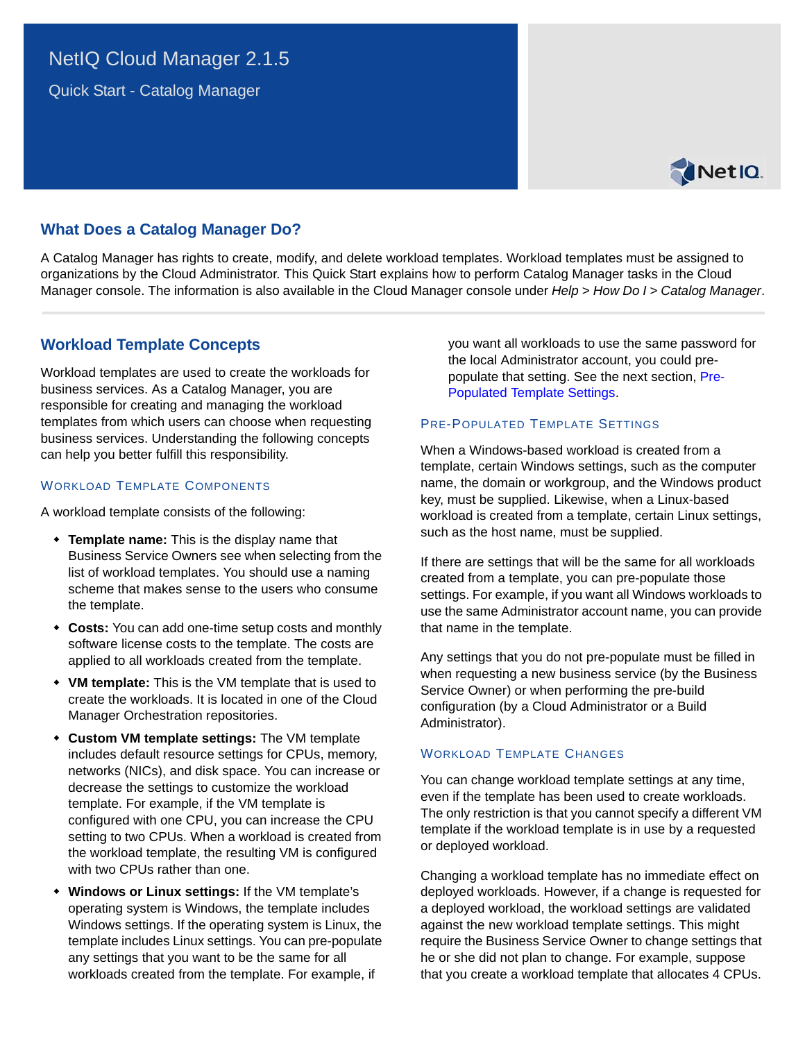# NetIQ Cloud Manager 2.1.5

Quick Start - Catalog Manager

## What Does a Catalog Manager Do?

A Catalog Manager has rights to create, modify, and delete workload templates. Workload templates must be assigned to organizations by the Cloud Administrator. This Quick Start explains how to perform Catalog Manager tasks in the Cloud Manager console. The information is also available in the Cloud Manager console under *Help > How Do I > Catalog Manager*.

## Workload Template Concepts

Workload templates are used to create the workloads for business services. As a Catalog Manager, you are responsible for creating and managing the workload templates from which users can choose when requesting business services. Understanding the following concepts can help you better fulfill this responsibility.

### Workload Template Components

A workload template consists of the following:

- **Template name:** This is the display name that Business Service Owners see when selecting from the list of workload templates. You should use a naming scheme that makes sense to the users who consume the template.
- **Costs:** You can add one-time setup costs and monthly software license costs to the template. The costs are applied to all workloads created from the template.
- **VM template:** This is the VM template that is used to create the workloads. It is located in one of the Cloud Manager Orchestration repositories.
- **Custom VM template settings:** The VM template includes default resource settings for CPUs, memory, networks (NICs), and disk space. You can increase or decrease the settings to customize the workload template. For example, if the VM template is configured with one CPU, you can increase the CPU setting to two CPUs. When a workload is created from the workload template, the resulting VM is configured with two CPUs rather than one.
- **Windows or Linux settings:** If the VM template's operating system is Windows, the template includes Windows settings. If the operating system is Linux, the template includes Linux settings. You can pre-populate any settings that you want to be the same for all workloads created from the template. For example, if you want all workloads to use the same password for the local Administrator account, you could pre-populate that setting. See the next section, Pre-Populated Template Settings.

### Pre-Populated Template Settings

When a Windows-based workload is created from a template, certain Windows settings, such as the computer name, the domain or workgroup, and the Windows product key, must be supplied. Likewise, when a Linux-based workload is created from a template, certain Linux settings, such as the host name, must be supplied.

If there are settings that will be the same for all workloads created from a template, you can pre-populate those settings. For example, if you want all Windows workloads to use the same Administrator account name, you can provide that name in the template.

Any settings that you do not pre-populate must be filled in when requesting a new business service (by the Business Service Owner) or when performing the pre-build configuration (by a Cloud Administrator or a Build Administrator).

### Workload Template Changes

You can change workload template settings at any time, even if the template has been used to create workloads. The only restriction is that you cannot specify a different VM template if the workload template is in use by a requested or deployed workload.

Changing a workload template has no immediate effect on deployed workloads. However, if a change is requested for a deployed workload, the workload settings are validated against the new workload template settings. This might require the Business Service Owner to change settings that he or she did not plan to change. For example, suppose that you create a workload template that allocates 4 CPUs.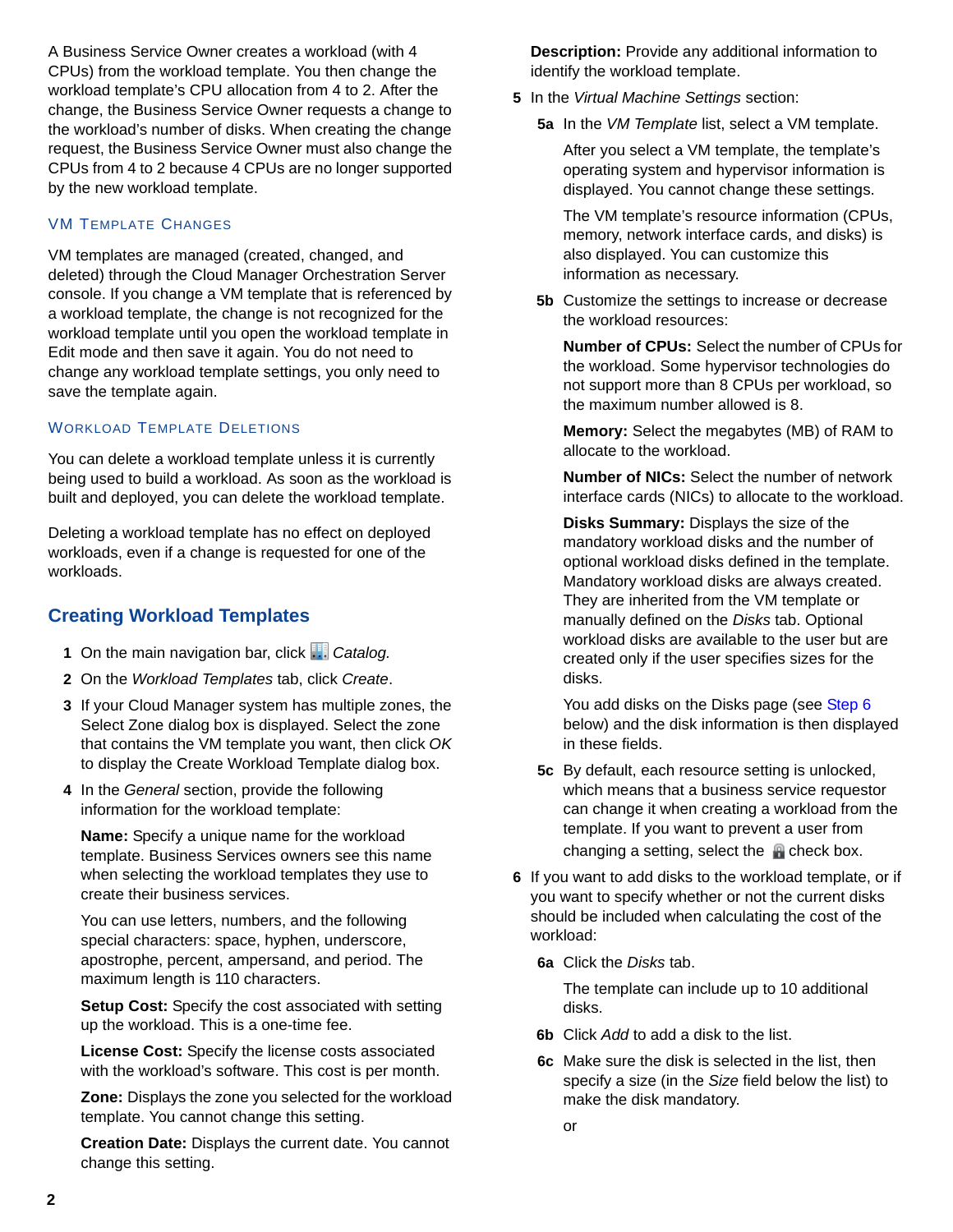A Business Service Owner creates a workload (with 4 CPUs) from the workload template. You then change the workload template's CPU allocation from 4 to 2. After the change, the Business Service Owner requests a change to the workload's number of disks. When creating the change request, the Business Service Owner must also change the CPUs from 4 to 2 because 4 CPUs are no longer supported by the new workload template.

### VM Template Changes

VM templates are managed (created, changed, and deleted) through the Cloud Manager Orchestration Server console. If you change a VM template that is referenced by a workload template, the change is not recognized for the workload template until you open the workload template in Edit mode and then save it again. You do not need to change any workload template settings, you only need to save the template again.

### Workload Template Deletions

You can delete a workload template unless it is currently being used to build a workload. As soon as the workload is built and deployed, you can delete the workload template.

Deleting a workload template has no effect on deployed workloads, even if a change is requested for one of the workloads.

## Creating Workload Templates

1. On the main navigation bar, click *Catalog.*
2. On the *Workload Templates* tab, click *Create*.
3. If your Cloud Manager system has multiple zones, the Select Zone dialog box is displayed. Select the zone that contains the VM template you want, then click *OK* to display the Create Workload Template dialog box.
4. In the *General* section, provide the following information for the workload template:

   **Name:** Specify a unique name for the workload template. Business Services owners see this name when selecting the workload templates they use to create their business services.

   You can use letters, numbers, and the following special characters: space, hyphen, underscore, apostrophe, percent, ampersand, and period. The maximum length is 110 characters.

   **Setup Cost:** Specify the cost associated with setting up the workload. This is a one-time fee.

   **License Cost:** Specify the license costs associated with the workload's software. This cost is per month.

   **Zone:** Displays the zone you selected for the workload template. You cannot change this setting.

   **Creation Date:** Displays the current date. You cannot change this setting.

   **Description:** Provide any additional information to identify the workload template.
5. In the *Virtual Machine Settings* section:

   **5a** In the *VM Template* list, select a VM template.

   After you select a VM template, the template's operating system and hypervisor information is displayed. You cannot change these settings.

   The VM template's resource information (CPUs, memory, network interface cards, and disks) is also displayed. You can customize this information as necessary.

   **5b** Customize the settings to increase or decrease the workload resources:

   **Number of CPUs:** Select the number of CPUs for the workload. Some hypervisor technologies do not support more than 8 CPUs per workload, so the maximum number allowed is 8.

   **Memory:** Select the megabytes (MB) of RAM to allocate to the workload.

   **Number of NICs:** Select the number of network interface cards (NICs) to allocate to the workload.

   **Disks Summary:** Displays the size of the mandatory workload disks and the number of optional workload disks defined in the template. Mandatory workload disks are always created. They are inherited from the VM template or manually defined on the *Disks* tab. Optional workload disks are available to the user but are created only if the user specifies sizes for the disks.

   You add disks on the Disks page (see Step 6 below) and the disk information is then displayed in these fields.

   **5c** By default, each resource setting is unlocked, which means that a business service requestor can change it when creating a workload from the template. If you want to prevent a user from changing a setting, select the check box.
6. If you want to add disks to the workload template, or if you want to specify whether or not the current disks should be included when calculating the cost of the workload:

   **6a** Click the *Disks* tab.

   The template can include up to 10 additional disks.

   **6b** Click *Add* to add a disk to the list.

   **6c** Make sure the disk is selected in the list, then specify a size (in the *Size* field below the list) to make the disk mandatory.

   or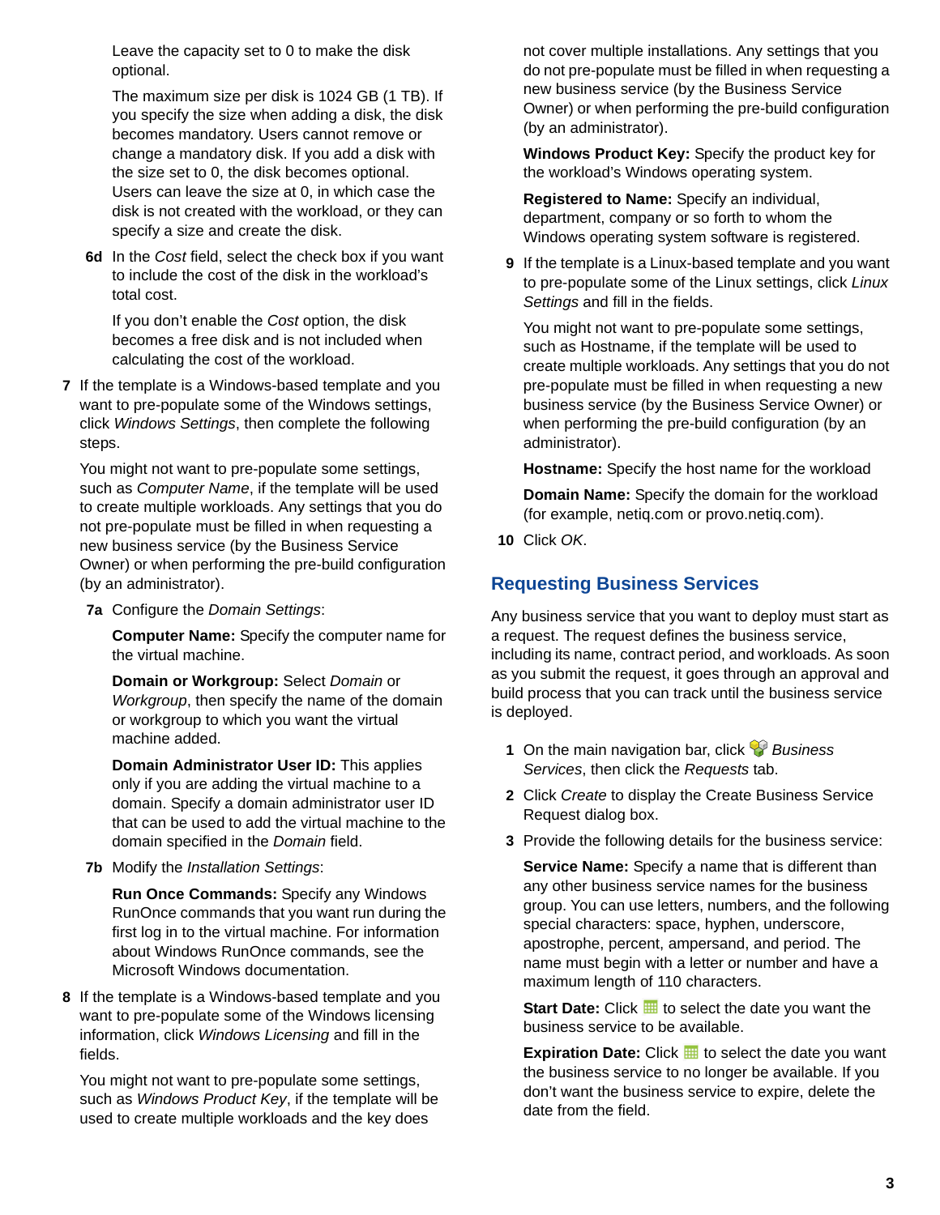Leave the capacity set to 0 to make the disk optional.

The maximum size per disk is 1024 GB (1 TB). If you specify the size when adding a disk, the disk becomes mandatory. Users cannot remove or change a mandatory disk. If you add a disk with the size set to 0, the disk becomes optional. Users can leave the size at 0, in which case the disk is not created with the workload, or they can specify a size and create the disk.

**6d** In the *Cost* field, select the check box if you want to include the cost of the disk in the workload's total cost.

If you don't enable the *Cost* option, the disk becomes a free disk and is not included when calculating the cost of the workload.

**7** If the template is a Windows-based template and you want to pre-populate some of the Windows settings, click *Windows Settings*, then complete the following steps.

You might not want to pre-populate some settings, such as *Computer Name*, if the template will be used to create multiple workloads. Any settings that you do not pre-populate must be filled in when requesting a new business service (by the Business Service Owner) or when performing the pre-build configuration (by an administrator).

**7a** Configure the *Domain Settings*:

**Computer Name:** Specify the computer name for the virtual machine.

**Domain or Workgroup:** Select *Domain* or *Workgroup*, then specify the name of the domain or workgroup to which you want the virtual machine added.

**Domain Administrator User ID:** This applies only if you are adding the virtual machine to a domain. Specify a domain administrator user ID that can be used to add the virtual machine to the domain specified in the *Domain* field.

**7b** Modify the *Installation Settings*:

**Run Once Commands:** Specify any Windows RunOnce commands that you want run during the first log in to the virtual machine. For information about Windows RunOnce commands, see the Microsoft Windows documentation.

**8** If the template is a Windows-based template and you want to pre-populate some of the Windows licensing information, click *Windows Licensing* and fill in the fields.

You might not want to pre-populate some settings, such as *Windows Product Key*, if the template will be used to create multiple workloads and the key does not cover multiple installations. Any settings that you do not pre-populate must be filled in when requesting a new business service (by the Business Service Owner) or when performing the pre-build configuration (by an administrator).

**Windows Product Key:** Specify the product key for the workload's Windows operating system.

**Registered to Name:** Specify an individual, department, company or so forth to whom the Windows operating system software is registered.

**9** If the template is a Linux-based template and you want to pre-populate some of the Linux settings, click *Linux Settings* and fill in the fields.

You might not want to pre-populate some settings, such as Hostname, if the template will be used to create multiple workloads. Any settings that you do not pre-populate must be filled in when requesting a new business service (by the Business Service Owner) or when performing the pre-build configuration (by an administrator).

**Hostname:** Specify the host name for the workload

**Domain Name:** Specify the domain for the workload (for example, netiq.com or provo.netiq.com).

**10** Click *OK*.

## Requesting Business Services

Any business service that you want to deploy must start as a request. The request defines the business service, including its name, contract period, and workloads. As soon as you submit the request, it goes through an approval and build process that you can track until the business service is deployed.

**1** On the main navigation bar, click *Business Services*, then click the *Requests* tab.

**2** Click *Create* to display the Create Business Service Request dialog box.

**3** Provide the following details for the business service:

**Service Name:** Specify a name that is different than any other business service names for the business group. You can use letters, numbers, and the following special characters: space, hyphen, underscore, apostrophe, percent, ampersand, and period. The name must begin with a letter or number and have a maximum length of 110 characters.

**Start Date:** Click to select the date you want the business service to be available.

**Expiration Date:** Click to select the date you want the business service to no longer be available. If you don't want the business service to expire, delete the date from the field.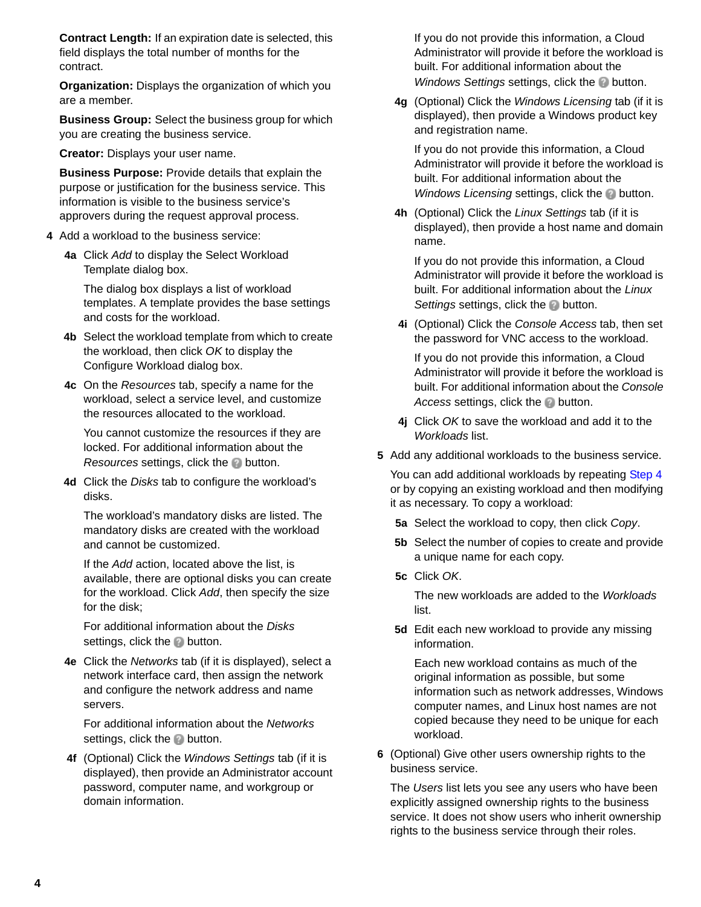**Contract Length:** If an expiration date is selected, this field displays the total number of months for the contract.

**Organization:** Displays the organization of which you are a member.

**Business Group:** Select the business group for which you are creating the business service.

**Creator:** Displays your user name.

**Business Purpose:** Provide details that explain the purpose or justification for the business service. This information is visible to the business service's approvers during the request approval process.

**4** Add a workload to the business service:

**4a** Click *Add* to display the Select Workload Template dialog box.

The dialog box displays a list of workload templates. A template provides the base settings and costs for the workload.

**4b** Select the workload template from which to create the workload, then click *OK* to display the Configure Workload dialog box.

**4c** On the *Resources* tab, specify a name for the workload, select a service level, and customize the resources allocated to the workload.

You cannot customize the resources if they are locked. For additional information about the *Resources* settings, click the ? button.

**4d** Click the *Disks* tab to configure the workload's disks.

The workload's mandatory disks are listed. The mandatory disks are created with the workload and cannot be customized.

If the *Add* action, located above the list, is available, there are optional disks you can create for the workload. Click *Add*, then specify the size for the disk;

For additional information about the *Disks* settings, click the ? button.

**4e** Click the *Networks* tab (if it is displayed), select a network interface card, then assign the network and configure the network address and name servers.

For additional information about the *Networks* settings, click the ? button.

**4f** (Optional) Click the *Windows Settings* tab (if it is displayed), then provide an Administrator account password, computer name, and workgroup or domain information.

If you do not provide this information, a Cloud Administrator will provide it before the workload is built. For additional information about the *Windows Settings* settings, click the ? button.

**4g** (Optional) Click the *Windows Licensing* tab (if it is displayed), then provide a Windows product key and registration name.

If you do not provide this information, a Cloud Administrator will provide it before the workload is built. For additional information about the *Windows Licensing* settings, click the ? button.

**4h** (Optional) Click the *Linux Settings* tab (if it is displayed), then provide a host name and domain name.

If you do not provide this information, a Cloud Administrator will provide it before the workload is built. For additional information about the *Linux Settings* settings, click the ? button.

**4i** (Optional) Click the *Console Access* tab, then set the password for VNC access to the workload.

If you do not provide this information, a Cloud Administrator will provide it before the workload is built. For additional information about the *Console Access* settings, click the ? button.

**4j** Click *OK* to save the workload and add it to the *Workloads* list.

**5** Add any additional workloads to the business service.

You can add additional workloads by repeating Step 4 or by copying an existing workload and then modifying it as necessary. To copy a workload:

**5a** Select the workload to copy, then click *Copy*.

**5b** Select the number of copies to create and provide a unique name for each copy.

**5c** Click *OK*.

The new workloads are added to the *Workloads* list.

**5d** Edit each new workload to provide any missing information.

Each new workload contains as much of the original information as possible, but some information such as network addresses, Windows computer names, and Linux host names are not copied because they need to be unique for each workload.

**6** (Optional) Give other users ownership rights to the business service.

The *Users* list lets you see any users who have been explicitly assigned ownership rights to the business service. It does not show users who inherit ownership rights to the business service through their roles.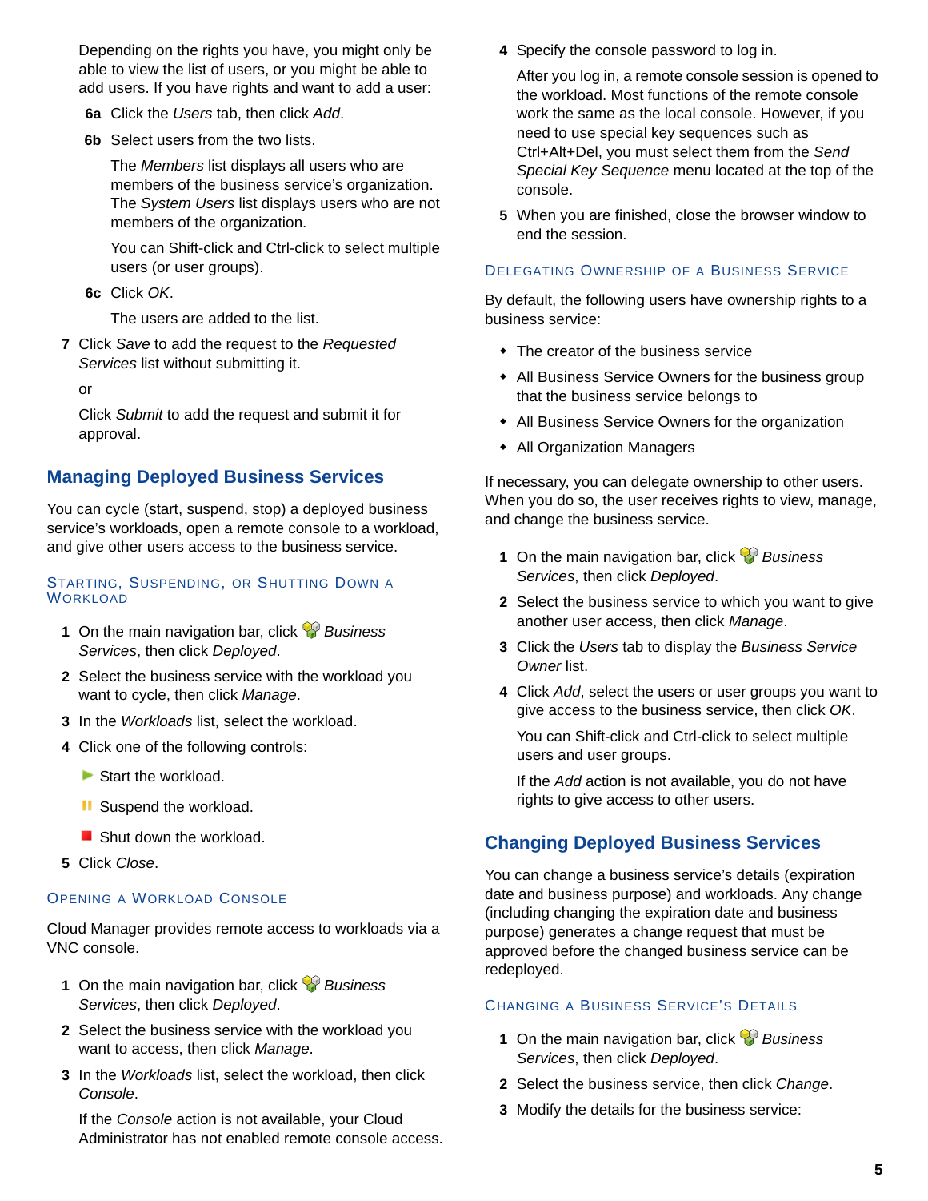Depending on the rights you have, you might only be able to view the list of users, or you might be able to add users. If you have rights and want to add a user:

**6a** Click the *Users* tab, then click *Add*.

**6b** Select users from the two lists.

The *Members* list displays all users who are members of the business service's organization. The *System Users* list displays users who are not members of the organization.

You can Shift-click and Ctrl-click to select multiple users (or user groups).

**6c** Click *OK*.

The users are added to the list.

7. Click *Save* to add the request to the *Requested Services* list without submitting it.

   or

   Click *Submit* to add the request and submit it for approval.

## Managing Deployed Business Services

You can cycle (start, suspend, stop) a deployed business service's workloads, open a remote console to a workload, and give other users access to the business service.

### Starting, Suspending, or Shutting Down a Workload

1. On the main navigation bar, click *Business Services*, then click *Deployed*.
2. Select the business service with the workload you want to cycle, then click *Manage*.
3. In the *Workloads* list, select the workload.
4. Click one of the following controls:

   ▶ Start the workload.

   ‖ Suspend the workload.

   ■ Shut down the workload.
5. Click *Close*.

### Opening a Workload Console

Cloud Manager provides remote access to workloads via a VNC console.

1. On the main navigation bar, click *Business Services*, then click *Deployed*.
2. Select the business service with the workload you want to access, then click *Manage*.
3. In the *Workloads* list, select the workload, then click *Console*.

   If the *Console* action is not available, your Cloud Administrator has not enabled remote console access.
4. Specify the console password to log in.

   After you log in, a remote console session is opened to the workload. Most functions of the remote console work the same as the local console. However, if you need to use special key sequences such as Ctrl+Alt+Del, you must select them from the *Send Special Key Sequence* menu located at the top of the console.
5. When you are finished, close the browser window to end the session.

### Delegating Ownership of a Business Service

By default, the following users have ownership rights to a business service:

- The creator of the business service
- All Business Service Owners for the business group that the business service belongs to
- All Business Service Owners for the organization
- All Organization Managers

If necessary, you can delegate ownership to other users. When you do so, the user receives rights to view, manage, and change the business service.

1. On the main navigation bar, click *Business Services*, then click *Deployed*.
2. Select the business service to which you want to give another user access, then click *Manage*.
3. Click the *Users* tab to display the *Business Service Owner* list.
4. Click *Add*, select the users or user groups you want to give access to the business service, then click *OK*.

   You can Shift-click and Ctrl-click to select multiple users and user groups.

   If the *Add* action is not available, you do not have rights to give access to other users.

## Changing Deployed Business Services

You can change a business service's details (expiration date and business purpose) and workloads. Any change (including changing the expiration date and business purpose) generates a change request that must be approved before the changed business service can be redeployed.

### Changing a Business Service's Details

1. On the main navigation bar, click *Business Services*, then click *Deployed*.
2. Select the business service, then click *Change*.
3. Modify the details for the business service: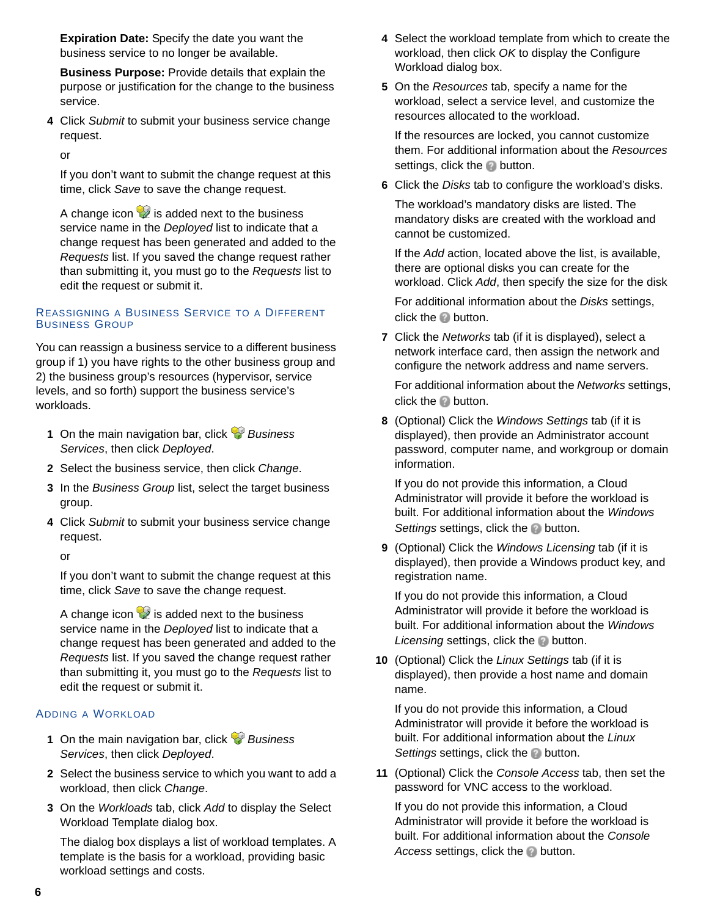**Expiration Date:** Specify the date you want the business service to no longer be available.

**Business Purpose:** Provide details that explain the purpose or justification for the change to the business service.

4 Click *Submit* to submit your business service change request.

   or

   If you don't want to submit the change request at this time, click *Save* to save the change request.

   A change icon is added next to the business service name in the *Deployed* list to indicate that a change request has been generated and added to the *Requests* list. If you saved the change request rather than submitting it, you must go to the *Requests* list to edit the request or submit it.

## Reassigning a Business Service to a Different Business Group

You can reassign a business service to a different business group if 1) you have rights to the other business group and 2) the business group's resources (hypervisor, service levels, and so forth) support the business service's workloads.

1. On the main navigation bar, click *Business Services*, then click *Deployed*.
2. Select the business service, then click *Change*.
3. In the *Business Group* list, select the target business group.
4. Click *Submit* to submit your business service change request.

   or

   If you don't want to submit the change request at this time, click *Save* to save the change request.

   A change icon is added next to the business service name in the *Deployed* list to indicate that a change request has been generated and added to the *Requests* list. If you saved the change request rather than submitting it, you must go to the *Requests* list to edit the request or submit it.

## Adding a Workload

1. On the main navigation bar, click *Business Services*, then click *Deployed*.
2. Select the business service to which you want to add a workload, then click *Change*.
3. On the *Workloads* tab, click *Add* to display the Select Workload Template dialog box.

   The dialog box displays a list of workload templates. A template is the basis for a workload, providing basic workload settings and costs.

4. Select the workload template from which to create the workload, then click *OK* to display the Configure Workload dialog box.
5. On the *Resources* tab, specify a name for the workload, select a service level, and customize the resources allocated to the workload.

   If the resources are locked, you cannot customize them. For additional information about the *Resources* settings, click the button.

6. Click the *Disks* tab to configure the workload's disks.

   The workload's mandatory disks are listed. The mandatory disks are created with the workload and cannot be customized.

   If the *Add* action, located above the list, is available, there are optional disks you can create for the workload. Click *Add*, then specify the size for the disk

   For additional information about the *Disks* settings, click the button.

7. Click the *Networks* tab (if it is displayed), select a network interface card, then assign the network and configure the network address and name servers.

   For additional information about the *Networks* settings, click the button.

8. (Optional) Click the *Windows Settings* tab (if it is displayed), then provide an Administrator account password, computer name, and workgroup or domain information.

   If you do not provide this information, a Cloud Administrator will provide it before the workload is built. For additional information about the *Windows Settings* settings, click the button.

9. (Optional) Click the *Windows Licensing* tab (if it is displayed), then provide a Windows product key, and registration name.

   If you do not provide this information, a Cloud Administrator will provide it before the workload is built. For additional information about the *Windows Licensing* settings, click the button.

10. (Optional) Click the *Linux Settings* tab (if it is displayed), then provide a host name and domain name.

    If you do not provide this information, a Cloud Administrator will provide it before the workload is built. For additional information about the *Linux Settings* settings, click the button.

11. (Optional) Click the *Console Access* tab, then set the password for VNC access to the workload.

    If you do not provide this information, a Cloud Administrator will provide it before the workload is built. For additional information about the *Console Access* settings, click the button.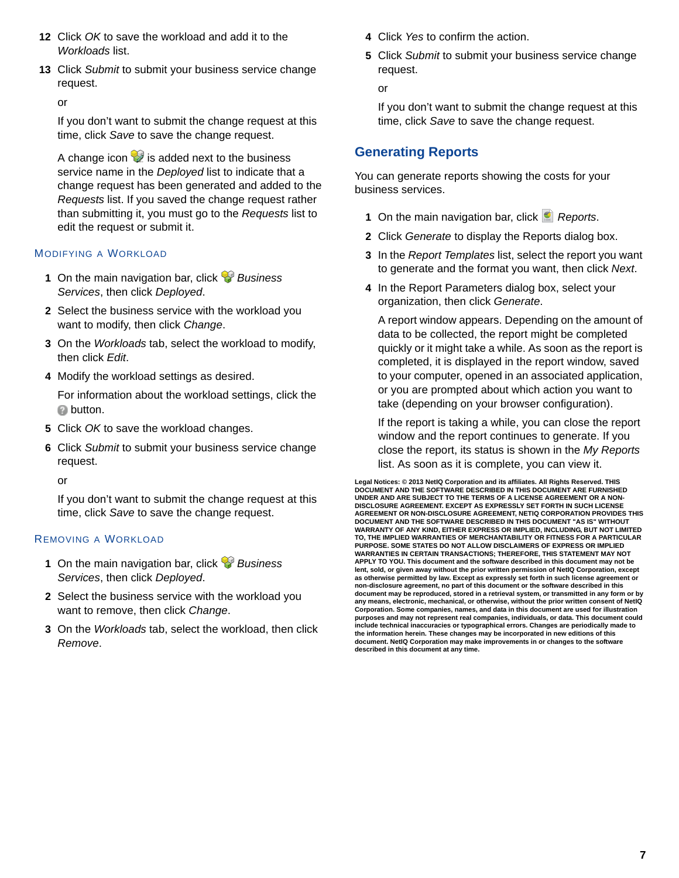12. Click *OK* to save the workload and add it to the *Workloads* list.
13. Click *Submit* to submit your business service change request.

    or

    If you don't want to submit the change request at this time, click *Save* to save the change request.

    A change icon is added next to the business service name in the *Deployed* list to indicate that a change request has been generated and added to the *Requests* list. If you saved the change request rather than submitting it, you must go to the *Requests* list to edit the request or submit it.

### Modifying a Workload

1. On the main navigation bar, click *Business Services*, then click *Deployed*.
2. Select the business service with the workload you want to modify, then click *Change*.
3. On the *Workloads* tab, select the workload to modify, then click *Edit*.
4. Modify the workload settings as desired.

   For information about the workload settings, click the button.
5. Click *OK* to save the workload changes.
6. Click *Submit* to submit your business service change request.

   or

   If you don't want to submit the change request at this time, click *Save* to save the change request.

### Removing a Workload

1. On the main navigation bar, click *Business Services*, then click *Deployed*.
2. Select the business service with the workload you want to remove, then click *Change*.
3. On the *Workloads* tab, select the workload, then click *Remove*.
4. Click *Yes* to confirm the action.
5. Click *Submit* to submit your business service change request.

   or

   If you don't want to submit the change request at this time, click *Save* to save the change request.

## Generating Reports

You can generate reports showing the costs for your business services.

1. On the main navigation bar, click *Reports*.
2. Click *Generate* to display the Reports dialog box.
3. In the *Report Templates* list, select the report you want to generate and the format you want, then click *Next*.
4. In the Report Parameters dialog box, select your organization, then click *Generate*.

   A report window appears. Depending on the amount of data to be collected, the report might be completed quickly or it might take a while. As soon as the report is completed, it is displayed in the report window, saved to your computer, opened in an associated application, or you are prompted about which action you want to take (depending on your browser configuration).

   If the report is taking a while, you can close the report window and the report continues to generate. If you close the report, its status is shown in the *My Reports* list. As soon as it is complete, you can view it.

**Legal Notices: © 2013 NetIQ Corporation and its affiliates. All Rights Reserved. THIS DOCUMENT AND THE SOFTWARE DESCRIBED IN THIS DOCUMENT ARE FURNISHED UNDER AND ARE SUBJECT TO THE TERMS OF A LICENSE AGREEMENT OR A NON-DISCLOSURE AGREEMENT. EXCEPT AS EXPRESSLY SET FORTH IN SUCH LICENSE AGREEMENT OR NON-DISCLOSURE AGREEMENT, NETIQ CORPORATION PROVIDES THIS DOCUMENT AND THE SOFTWARE DESCRIBED IN THIS DOCUMENT "AS IS" WITHOUT WARRANTY OF ANY KIND, EITHER EXPRESS OR IMPLIED, INCLUDING, BUT NOT LIMITED TO, THE IMPLIED WARRANTIES OF MERCHANTABILITY OR FITNESS FOR A PARTICULAR PURPOSE. SOME STATES DO NOT ALLOW DISCLAIMERS OF EXPRESS OR IMPLIED WARRANTIES IN CERTAIN TRANSACTIONS; THEREFORE, THIS STATEMENT MAY NOT APPLY TO YOU. This document and the software described in this document may not be lent, sold, or given away without the prior written permission of NetIQ Corporation, except as otherwise permitted by law. Except as expressly set forth in such license agreement or non-disclosure agreement, no part of this document or the software described in this document may be reproduced, stored in a retrieval system, or transmitted in any form or by any means, electronic, mechanical, or otherwise, without the prior written consent of NetIQ Corporation. Some companies, names, and data in this document are used for illustration purposes and may not represent real companies, individuals, or data. This document could include technical inaccuracies or typographical errors. Changes are periodically made to the information herein. These changes may be incorporated in new editions of this document. NetIQ Corporation may make improvements in or changes to the software described in this document at any time.**